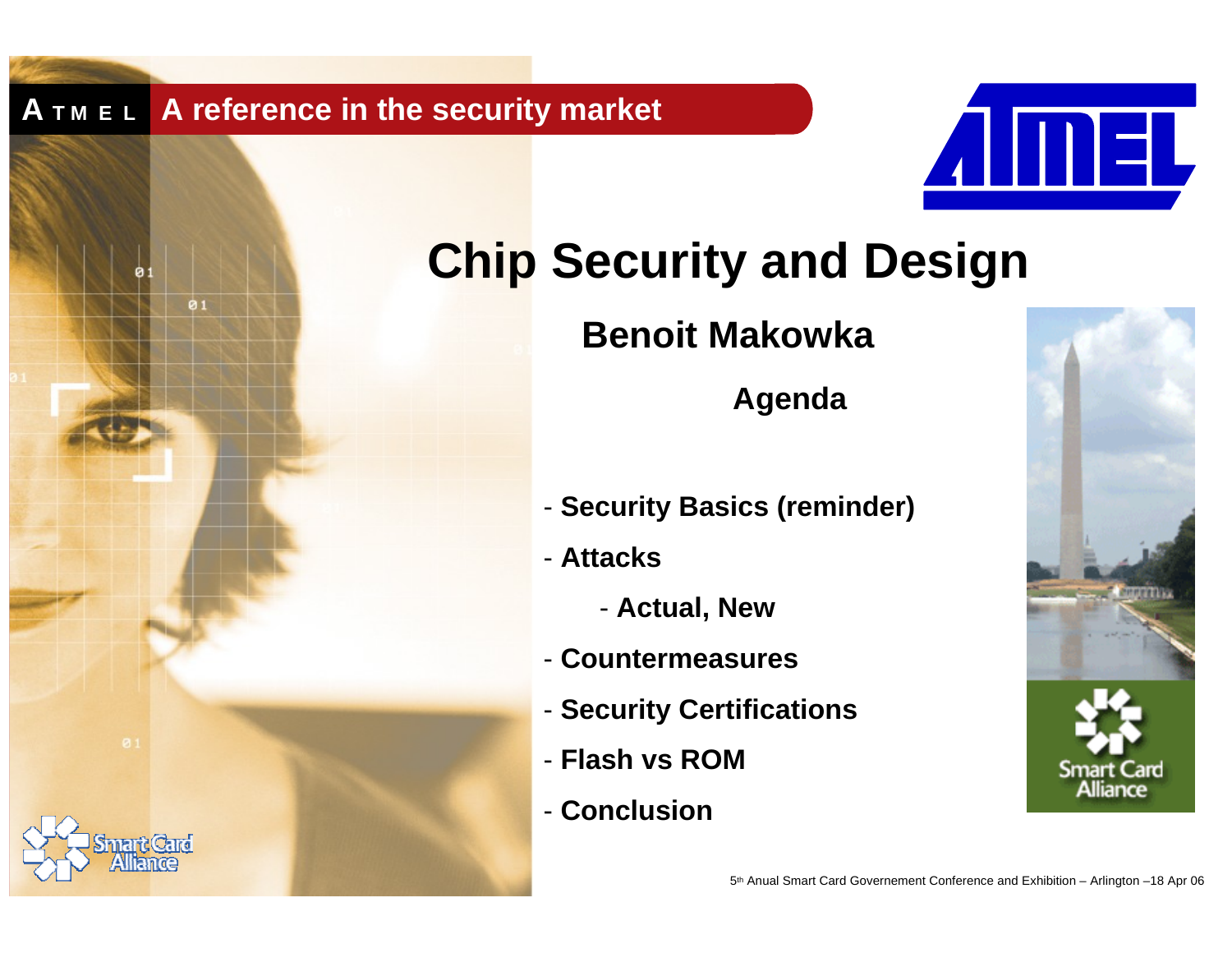**ATMEL** A reference in the security market

# Chip Security and Design

## Benoit Makowka

### Agenda

- Security Basics (reminder)
- Attacks
    - Actual, New
- Countermeasures
- Security Certifications
- Flash vs ROM
- Conclusion

5th Anual Smart Card Governement Conference and Exhibition – Arlington –18 Apr 06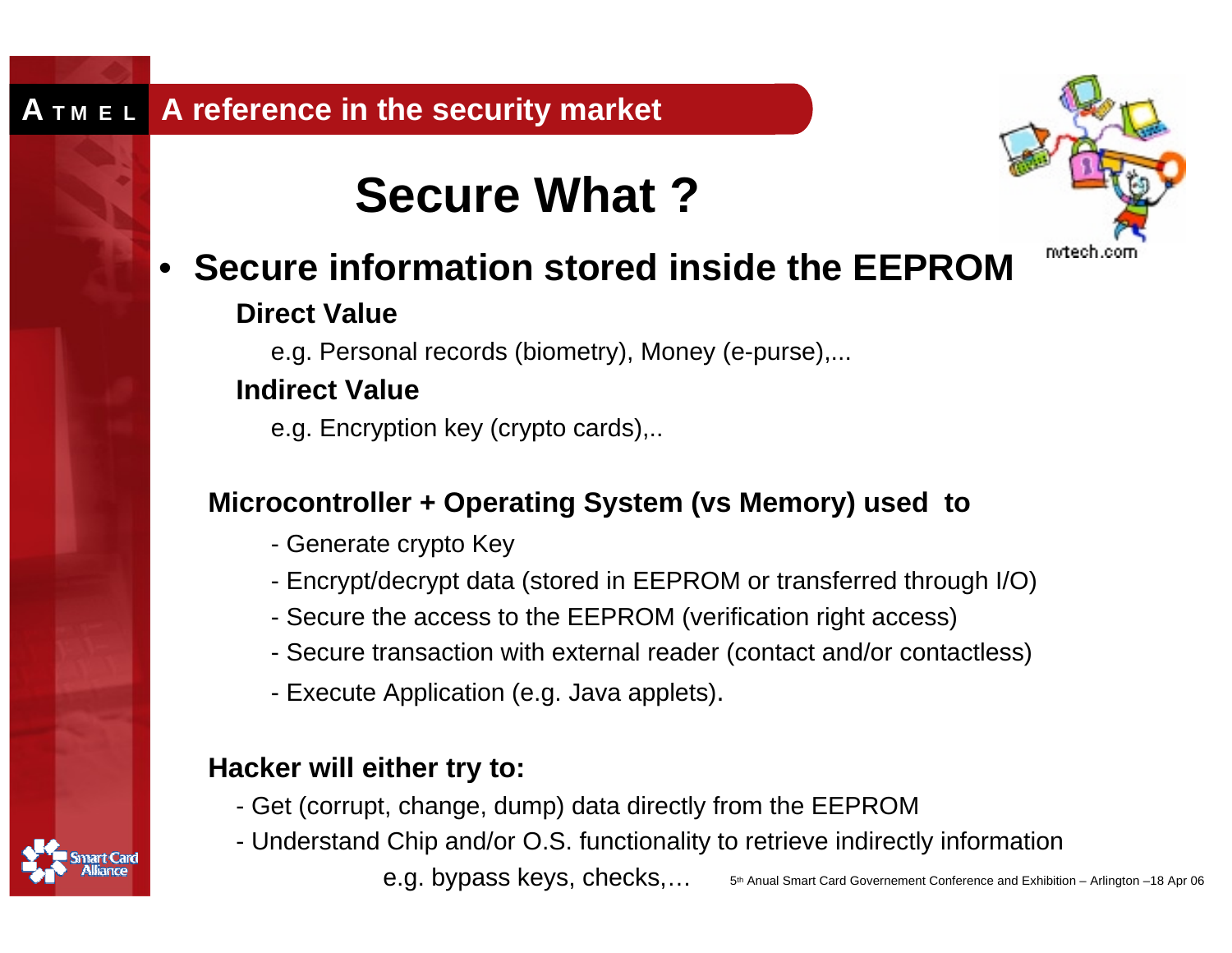# Secure What ?

- **Secure information stored inside the EEPROM**

  **Direct Value**

  e.g. Personal records (biometry), Money (e-purse),...

  **Indirect Value**

  e.g. Encryption key (crypto cards),..

**Microcontroller + Operating System (vs Memory) used to**

- Generate crypto Key
- Encrypt/decrypt data (stored in EEPROM or transferred through I/O)
- Secure the access to the EEPROM (verification right access)
- Secure transaction with external reader (contact and/or contactless)
- Execute Application (e.g. Java applets).

**Hacker will either try to:**

- Get (corrupt, change, dump) data directly from the EEPROM
- Understand Chip and/or O.S. functionality to retrieve indirectly information

  e.g. bypass keys, checks,…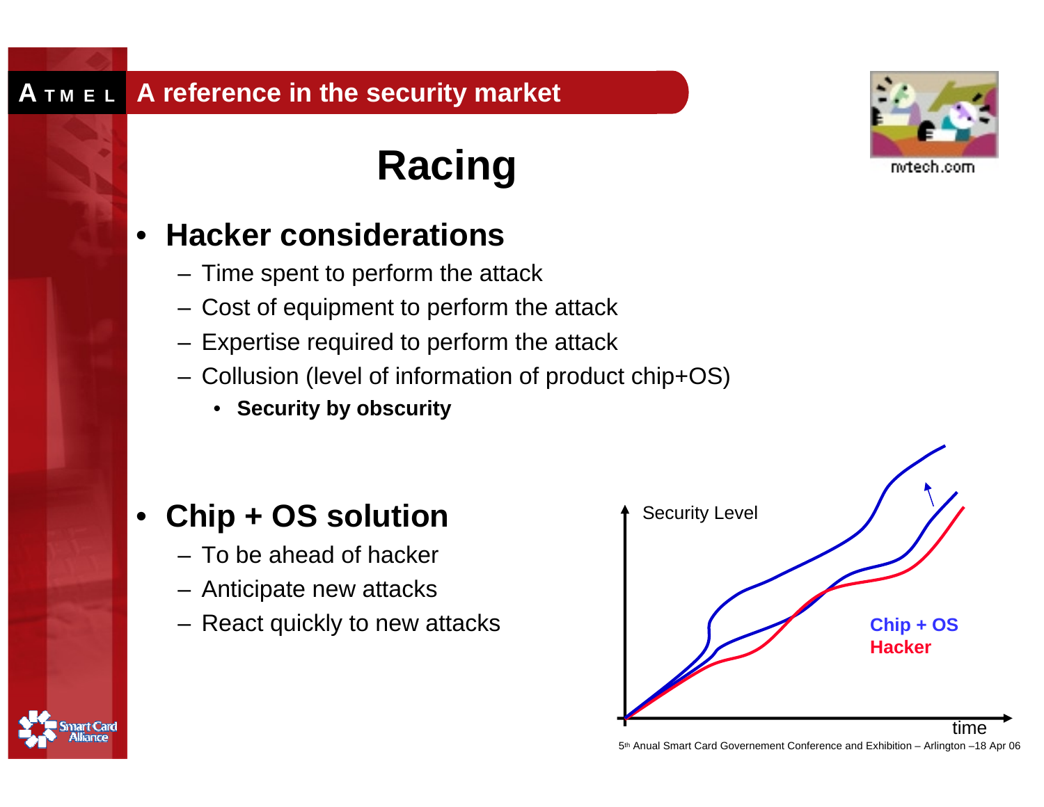# Racing

- **Hacker considerations**
  - Time spent to perform the attack
  - Cost of equipment to perform the attack
  - Expertise required to perform the attack
  - Collusion (level of information of product chip+OS)
    - **Security by obscurity**

- **Chip + OS solution**
  - To be ahead of hacker
  - Anticipate new attacks
  - React quickly to new attacks

Security Level

**Chip + OS**
**Hacker**

time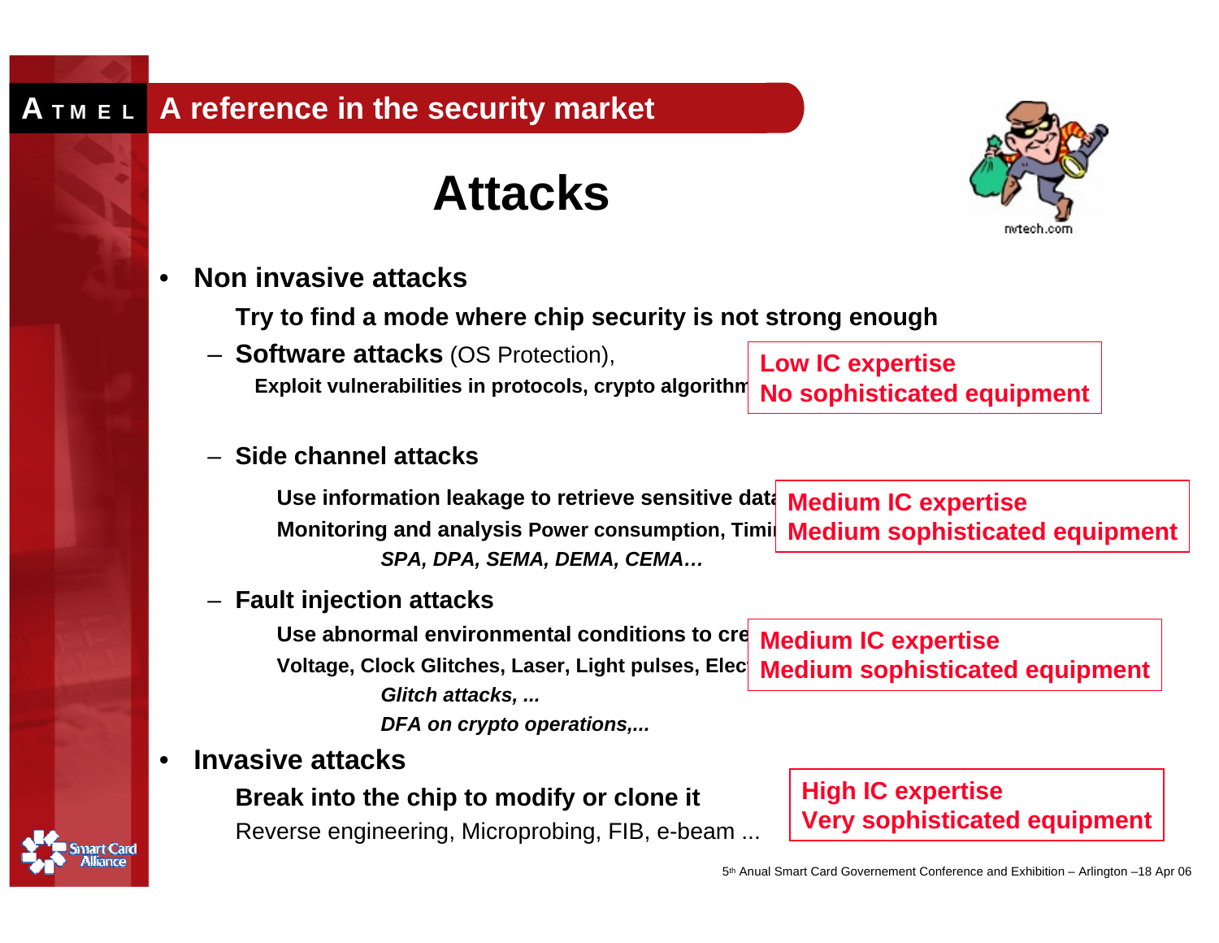# Attacks

- **Non invasive attacks**

  **Try to find a mode where chip security is not strong enough**

  – **Software attacks** (OS Protection),

  **Exploit vulnerabilities in protocols, crypto algorithm**

  **Low IC expertise**
  **No sophisticated equipment**

  – **Side channel attacks**

  **Use information leakage to retrieve sensitive data**

  **Monitoring and analysis Power consumption, Timi**

  ***SPA, DPA, SEMA, DEMA, CEMA…***

  **Medium IC expertise**
  **Medium sophisticated equipment**

  – **Fault injection attacks**

  **Use abnormal environmental conditions to cre**

  **Voltage, Clock Glitches, Laser, Light pulses, Elec**

  ***Glitch attacks, ...***

  ***DFA on crypto operations,...***

  **Medium IC expertise**
  **Medium sophisticated equipment**

- **Invasive attacks**

  **Break into the chip to modify or clone it**

  Reverse engineering, Microprobing, FIB, e-beam ...

  **High IC expertise**
  **Very sophisticated equipment**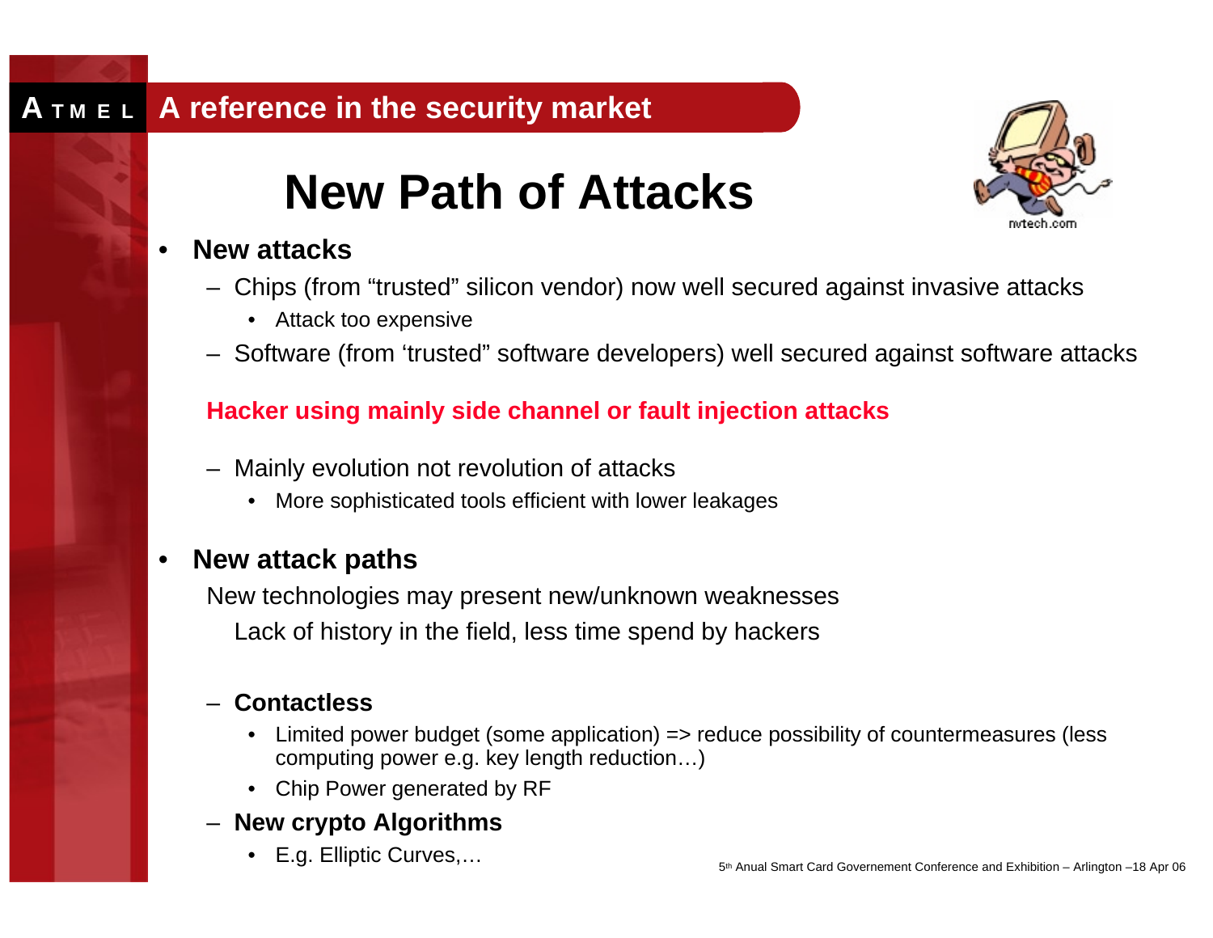# New Path of Attacks

- **New attacks**
  - Chips (from “trusted” silicon vendor) now well secured against invasive attacks
    - Attack too expensive
  - Software (from ‘trusted” software developers) well secured against software attacks

  **Hacker using mainly side channel or fault injection attacks**

  - Mainly evolution not revolution of attacks
    - More sophisticated tools efficient with lower leakages

- **New attack paths**

  New technologies may present new/unknown weaknesses

  Lack of history in the field, less time spend by hackers

  - **Contactless**
    - Limited power budget (some application) => reduce possibility of countermeasures (less computing power e.g. key length reduction…)
    - Chip Power generated by RF
  - **New crypto Algorithms**
    - E.g. Elliptic Curves,…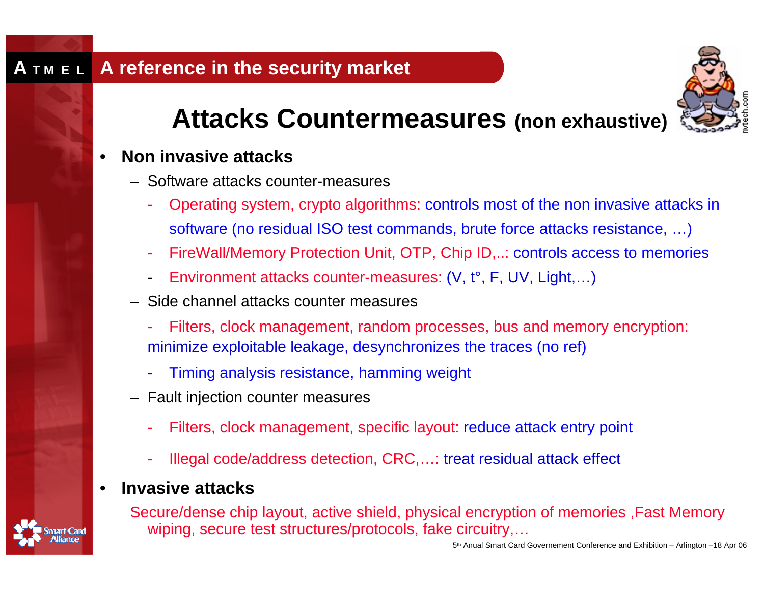# Attacks Countermeasures (non exhaustive)

- **Non invasive attacks**
  - Software attacks counter-measures
    - Operating system, crypto algorithms: controls most of the non invasive attacks in software (no residual ISO test commands, brute force attacks resistance, …)
    - FireWall/Memory Protection Unit, OTP, Chip ID,..: controls access to memories
    - Environment attacks counter-measures: (V, t°, F, UV, Light,…)
  - Side channel attacks counter measures
    - Filters, clock management, random processes, bus and memory encryption: minimize exploitable leakage, desynchronizes the traces (no ref)
    - Timing analysis resistance, hamming weight
  - Fault injection counter measures
    - Filters, clock management, specific layout: reduce attack entry point
    - Illegal code/address detection, CRC,…: treat residual attack effect
- **Invasive attacks**

  Secure/dense chip layout, active shield, physical encryption of memories ,Fast Memory wiping, secure test structures/protocols, fake circuitry,…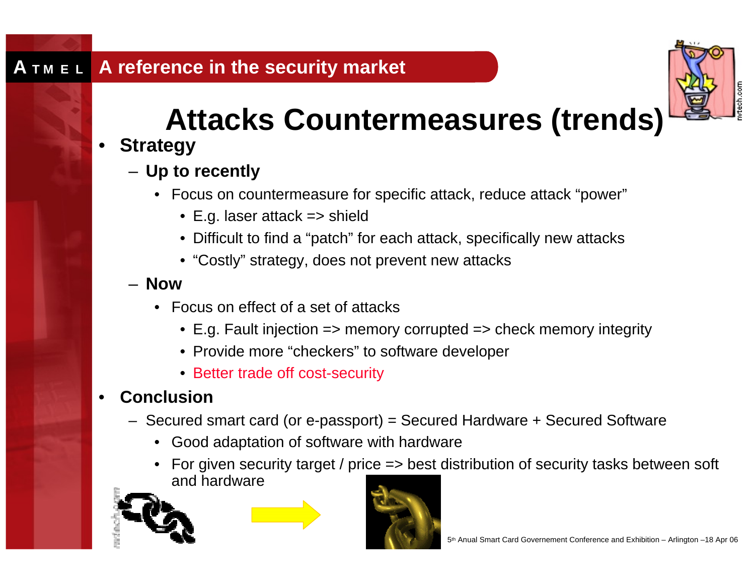# Attacks Countermeasures (trends)

- **Strategy**
  - **Up to recently**
    - Focus on countermeasure for specific attack, reduce attack "power"
      - E.g. laser attack => shield
      - Difficult to find a "patch" for each attack, specifically new attacks
      - "Costly" strategy, does not prevent new attacks
  - **Now**
    - Focus on effect of a set of attacks
      - E.g. Fault injection => memory corrupted => check memory integrity
      - Provide more "checkers" to software developer
      - Better trade off cost-security
- **Conclusion**
  - Secured smart card (or e-passport) = Secured Hardware + Secured Software
    - Good adaptation of software with hardware
    - For given security target / price => best distribution of security tasks between soft and hardware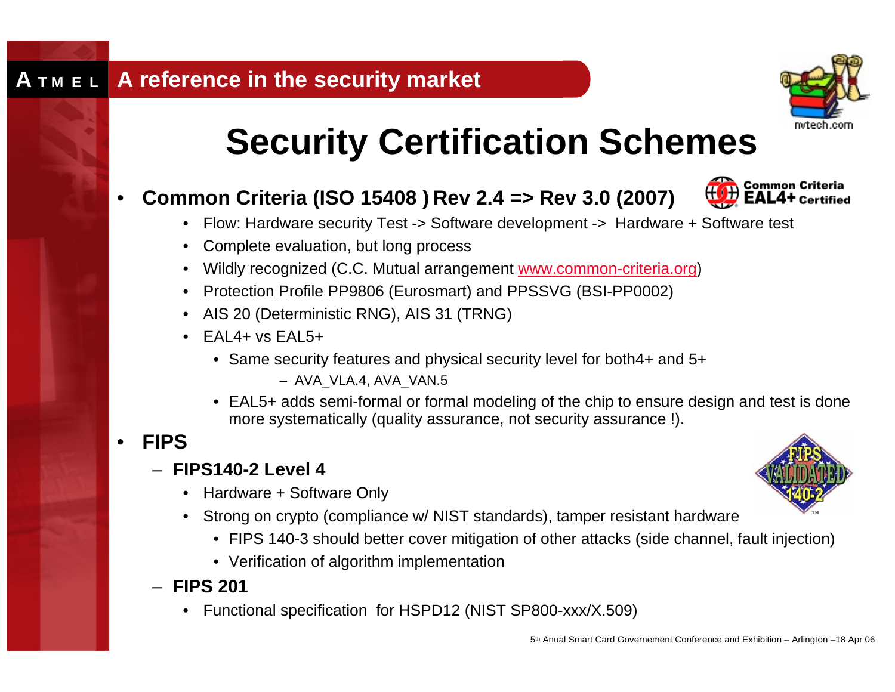# Security Certification Schemes

- **Common Criteria (ISO 15408 ) Rev 2.4 => Rev 3.0 (2007)**
  - Flow: Hardware security Test -> Software development -> Hardware + Software test
  - Complete evaluation, but long process
  - Wildly recognized (C.C. Mutual arrangement www.common-criteria.org)
  - Protection Profile PP9806 (Eurosmart) and PPSSVG (BSI-PP0002)
  - AIS 20 (Deterministic RNG), AIS 31 (TRNG)
  - EAL4+ vs EAL5+
    - Same security features and physical security level for both4+ and 5+
      - AVA_VLA.4, AVA_VAN.5
    - EAL5+ adds semi-formal or formal modeling of the chip to ensure design and test is done more systematically (quality assurance, not security assurance !).
- **FIPS**
  - **FIPS140-2 Level 4**
    - Hardware + Software Only
    - Strong on crypto (compliance w/ NIST standards), tamper resistant hardware
      - FIPS 140-3 should better cover mitigation of other attacks (side channel, fault injection)
      - Verification of algorithm implementation
  - **FIPS 201**
    - Functional specification for HSPD12 (NIST SP800-xxx/X.509)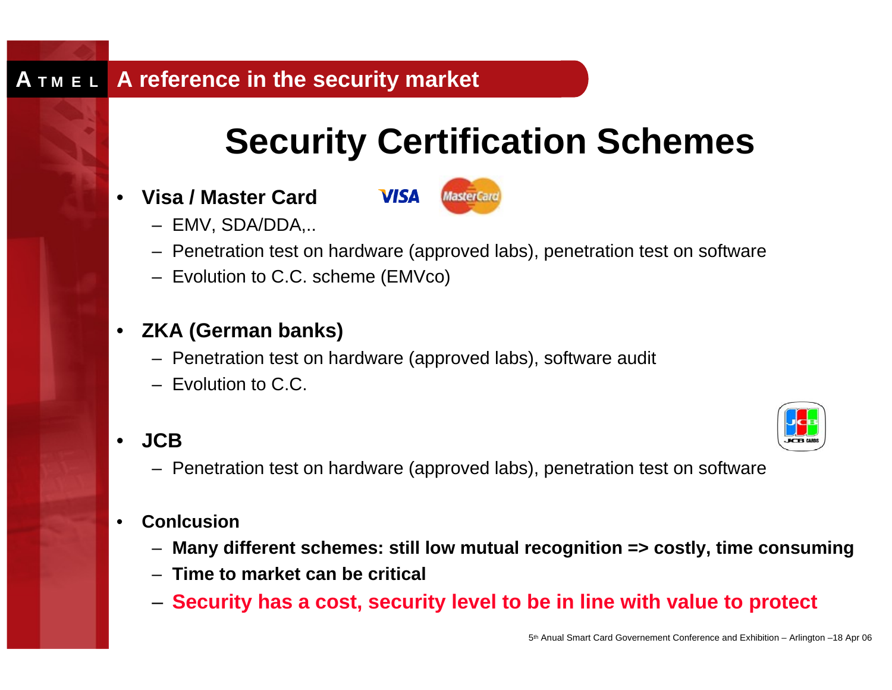# Security Certification Schemes

- **Visa / Master Card**
  - EMV, SDA/DDA,..
  - Penetration test on hardware (approved labs), penetration test on software
  - Evolution to C.C. scheme (EMVco)

- **ZKA (German banks)**
  - Penetration test on hardware (approved labs), software audit
  - Evolution to C.C.

- **JCB**
  - Penetration test on hardware (approved labs), penetration test on software

- **Conlcusion**
  - **Many different schemes: still low mutual recognition => costly, time consuming**
  - **Time to market can be critical**
  - **Security has a cost, security level to be in line with value to protect**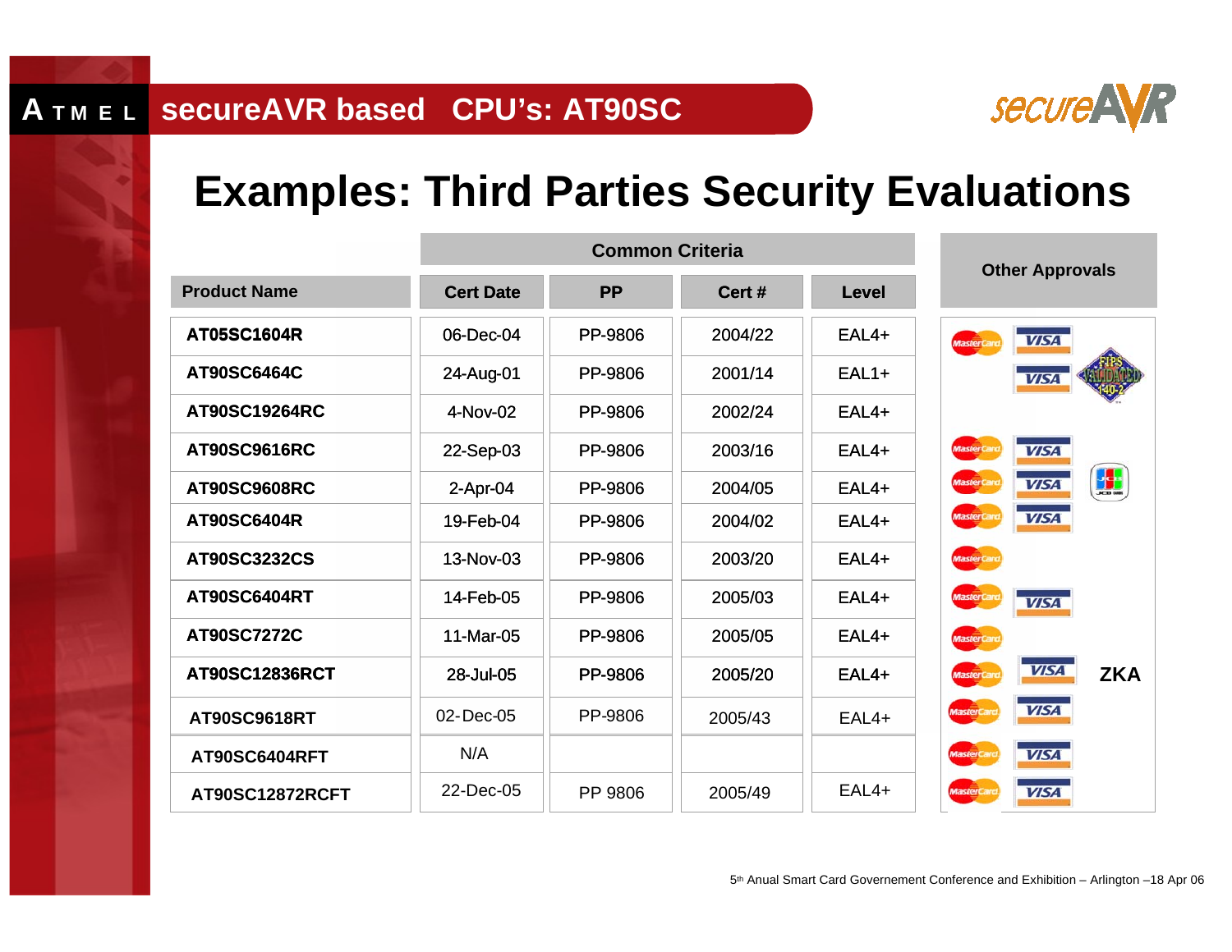# secureAVR based CPU's: AT90SC

## Examples: Third Parties Security Evaluations

| Product Name | Common Criteria | | | | Other Approvals |
|---|---|---|---|---|---|
| | Cert Date | PP | Cert # | Level | |
| AT05SC1604R | 06-Dec-04 | PP-9806 | 2004/22 | EAL4+ | MasterCard, VISA |
| AT90SC6464C | 24-Aug-01 | PP-9806 | 2001/14 | EAL1+ | VISA, FIPS Validated 140-2 |
| AT90SC19264RC | 4-Nov-02 | PP-9806 | 2002/24 | EAL4+ | |
| AT90SC9616RC | 22-Sep-03 | PP-9806 | 2003/16 | EAL4+ | MasterCard, VISA |
| AT90SC9608RC | 2-Apr-04 | PP-9806 | 2004/05 | EAL4+ | MasterCard, VISA, JCB |
| AT90SC6404R | 19-Feb-04 | PP-9806 | 2004/02 | EAL4+ | MasterCard, VISA |
| AT90SC3232CS | 13-Nov-03 | PP-9806 | 2003/20 | EAL4+ | MasterCard |
| AT90SC6404RT | 14-Feb-05 | PP-9806 | 2005/03 | EAL4+ | MasterCard, VISA |
| AT90SC7272C | 11-Mar-05 | PP-9806 | 2005/05 | EAL4+ | MasterCard |
| AT90SC12836RCT | 28-Jul-05 | PP-9806 | 2005/20 | EAL4+ | MasterCard, VISA, ZKA |
| AT90SC9618RT | 02-Dec-05 | PP-9806 | 2005/43 | EAL4+ | MasterCard, VISA |
| AT90SC6404RFT | N/A | | | | MasterCard, VISA |
| AT90SC12872RCFT | 22-Dec-05 | PP 9806 | 2005/49 | EAL4+ | MasterCard, VISA |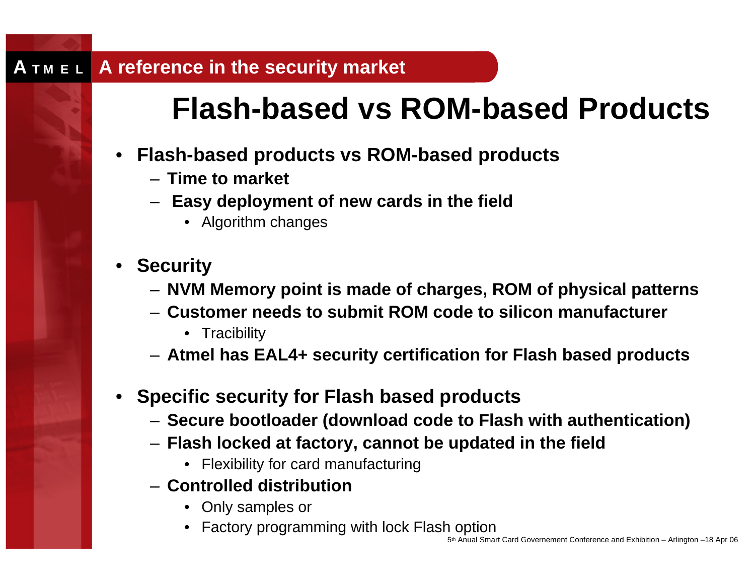# Flash-based vs ROM-based Products

- **Flash-based products vs ROM-based products**
  - **Time to market**
  - **Easy deployment of new cards in the field**
    - Algorithm changes

- **Security**
  - **NVM Memory point is made of charges, ROM of physical patterns**
  - **Customer needs to submit ROM code to silicon manufacturer**
    - Tracibility
  - **Atmel has EAL4+ security certification for Flash based products**

- **Specific security for Flash based products**
  - **Secure bootloader (download code to Flash with authentication)**
  - **Flash locked at factory, cannot be updated in the field**
    - Flexibility for card manufacturing
  - **Controlled distribution**
    - Only samples or
    - Factory programming with lock Flash option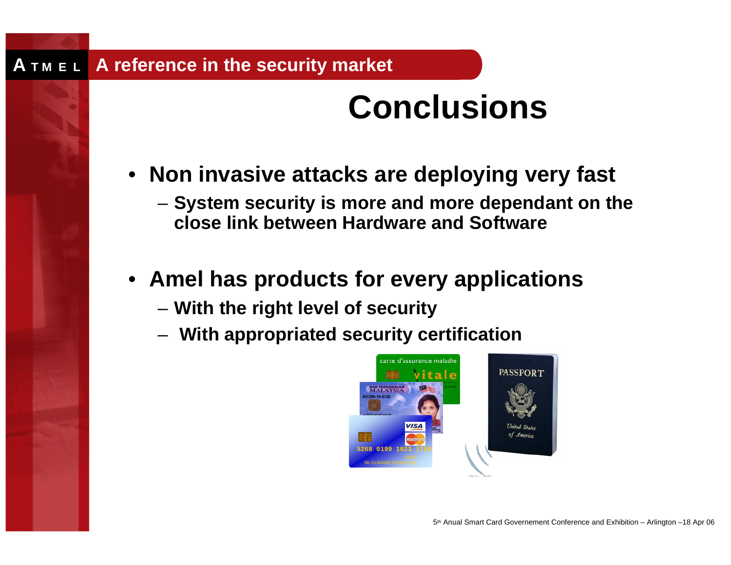# Conclusions

- **Non invasive attacks are deploying very fast**
  - **System security is more and more dependant on the close link between Hardware and Software**
- **Amel has products for every applications**
  - **With the right level of security**
  - **With appropriated security certification**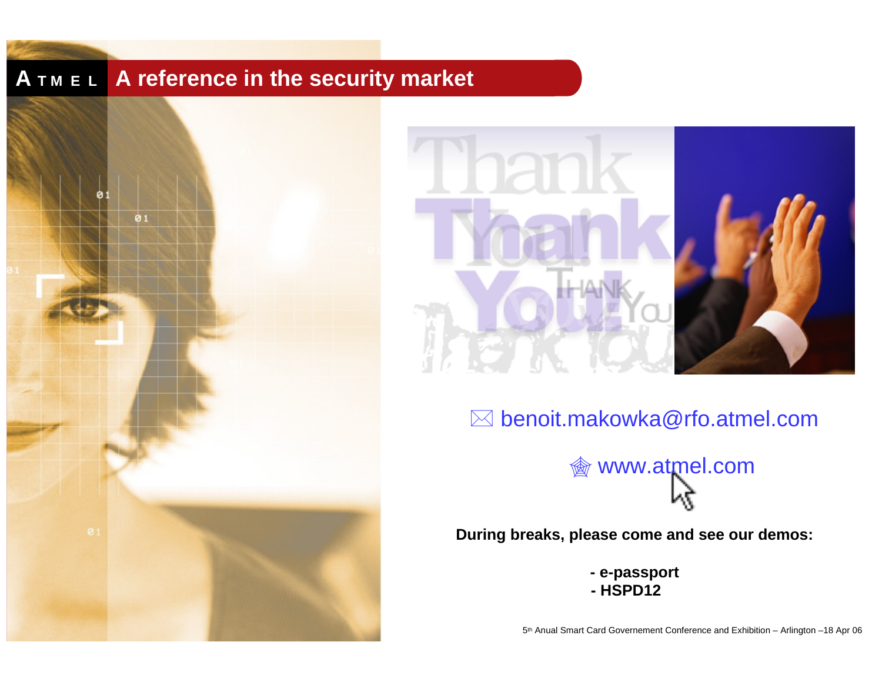# ATMEL A reference in the security market

benoit.makowka@rfo.atmel.com

www.atmel.com

**During breaks, please come and see our demos:**

- **e-passport**
- **HSPD12**